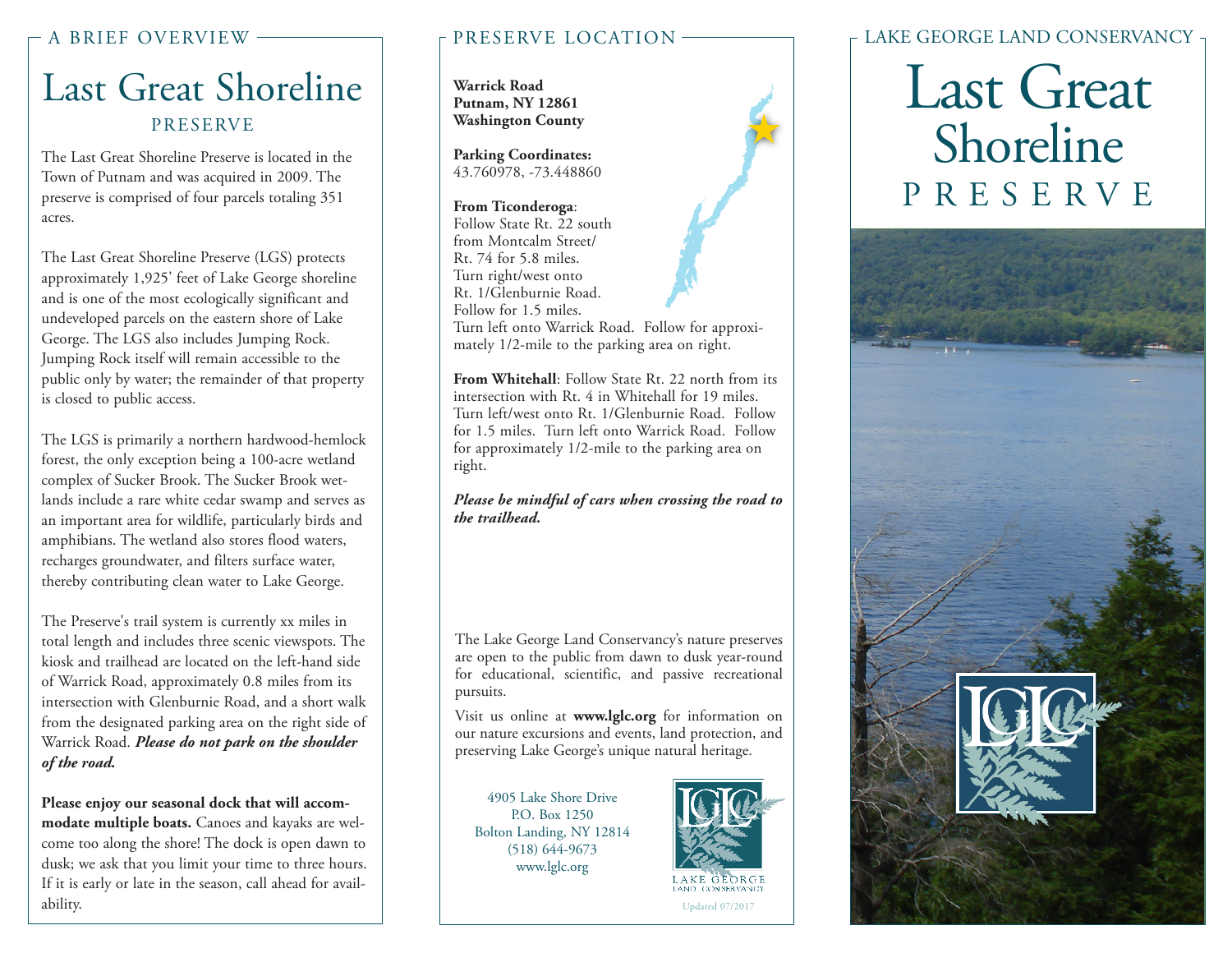## A BRIEF OVERVIEW

# Last Great Shoreline

## PRESERVE

The Last Great Shoreline Preserve is located in the Town of Putnam and was acquired in 2009. The preserve is comprised of four parcels totaling 351 acres.

The Last Great Shoreline Preserve (LGS) protects approximately 1,925' feet of Lake George shoreline and is one of the most ecologically significant and undeveloped parcels on the eastern shore of Lake George. The LGS also includes Jumping Rock. Jumping Rock itself will remain accessible to the public only by water; the remainder of that property is closed to public access.

The LGS is primarily a northern hardwood-hemlock forest, the only exception being a 100-acre wetland complex of Sucker Brook. The Sucker Brook wetlands include a rare white cedar swamp and serves as an important area for wildlife, particularly birds and amphibians. The wetland also stores flood waters, recharges groundwater, and filters surface water, thereby contributing clean water to Lake George.

The Preserve's trail system is currently xx miles in total length and includes three scenic viewspots. The kiosk and trailhead are located on the left-hand side of Warrick Road, approximately 0.8 miles from its intersection with Glenburnie Road, and a short walk from the designated parking area on the right side of Warrick Road. ***Please do not park on the shoulder of the road.***

**Please enjoy our seasonal dock that will accommodate multiple boats.** Canoes and kayaks are welcome too along the shore! The dock is open dawn to dusk; we ask that you limit your time to three hours. If it is early or late in the season, call ahead for availability.

## PRESERVE LOCATION

**Warrick Road**
**Putnam, NY 12861**
**Washington County**

**Parking Coordinates:**
43.760978, -73.448860

**From Ticonderoga**:
Follow State Rt. 22 south from Montcalm Street/ Rt. 74 for 5.8 miles. Turn right/west onto Rt. 1/Glenburnie Road. Follow for 1.5 miles. Turn left onto Warrick Road. Follow for approximately 1/2-mile to the parking area on right.

**From Whitehall**: Follow State Rt. 22 north from its intersection with Rt. 4 in Whitehall for 19 miles. Turn left/west onto Rt. 1/Glenburnie Road. Follow for 1.5 miles. Turn left onto Warrick Road. Follow for approximately 1/2-mile to the parking area on right.

***Please be mindful of cars when crossing the road to the trailhead.***

The Lake George Land Conservancy's nature preserves are open to the public from dawn to dusk year-round for educational, scientific, and passive recreational pursuits.

Visit us online at **www.lglc.org** for information on our nature excursions and events, land protection, and preserving Lake George's unique natural heritage.

4905 Lake Shore Drive
P.O. Box 1250
Bolton Landing, NY 12814
(518) 644-9673
www.lglc.org

LGLC
LAKE GEORGE LAND CONSERVANCY

Updated 07/2017

## LAKE GEORGE LAND CONSERVANCY

# Last Great Shoreline PRESERVE

LGLC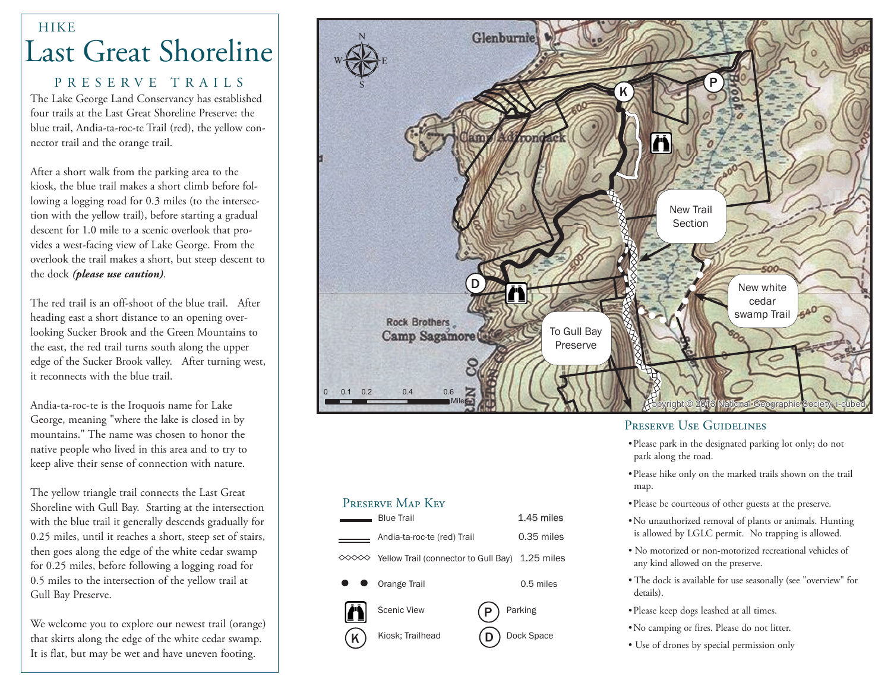HIKE

# Last Great Shoreline

## PRESERVE TRAILS

The Lake George Land Conservancy has established four trails at the Last Great Shoreline Preserve: the blue trail, Andia-ta-roc-te Trail (red), the yellow connector trail and the orange trail.

After a short walk from the parking area to the kiosk, the blue trail makes a short climb before following a logging road for 0.3 miles (to the intersection with the yellow trail), before starting a gradual descent for 1.0 mile to a scenic overlook that provides a west-facing view of Lake George. From the overlook the trail makes a short, but steep descent to the dock ***(please use caution)***.

The red trail is an off-shoot of the blue trail. After heading east a short distance to an opening overlooking Sucker Brook and the Green Mountains to the east, the red trail turns south along the upper edge of the Sucker Brook valley. After turning west, it reconnects with the blue trail.

Andia-ta-roc-te is the Iroquois name for Lake George, meaning "where the lake is closed in by mountains." The name was chosen to honor the native people who lived in this area and to try to keep alive their sense of connection with nature.

The yellow triangle trail connects the Last Great Shoreline with Gull Bay. Starting at the intersection with the blue trail it generally descends gradually for 0.25 miles, until it reaches a short, steep set of stairs, then goes along the edge of the white cedar swamp for 0.25 miles, before following a logging road for 0.5 miles to the intersection of the yellow trail at Gull Bay Preserve.

We welcome you to explore our newest trail (orange) that skirts along the edge of the white cedar swamp. It is flat, but may be wet and have uneven footing.

Glenburnie

Camp Adirondack

Rock Brothers Camp Sagamore

New Trail Section

New white cedar swamp Trail

To Gull Bay Preserve

0 0.1 0.2 0.4 0.6 Miles

Copyright © 2013 National Geographic Society, i-cubed

### Preserve Map Key

| | | |
|---|---|---|
| Blue Trail | 1.45 miles | |
| Andia-ta-roc-te (red) Trail | 0.35 miles | |
| Yellow Trail (connector to Gull Bay) | 1.25 miles | |
| Orange Trail | 0.5 miles | |
| Scenic View | P | Parking |
| K Kiosk; Trailhead | D | Dock Space |

### Preserve Use Guidelines

- Please park in the designated parking lot only; do not park along the road.
- Please hike only on the marked trails shown on the trail map.
- Please be courteous of other guests at the preserve.
- No unauthorized removal of plants or animals. Hunting is allowed by LGLC permit. No trapping is allowed.
- No motorized or non-motorized recreational vehicles of any kind allowed on the preserve.
- The dock is available for use seasonally (see "overview" for details).
- Please keep dogs leashed at all times.
- No camping or fires. Please do not litter.
- Use of drones by special permission only